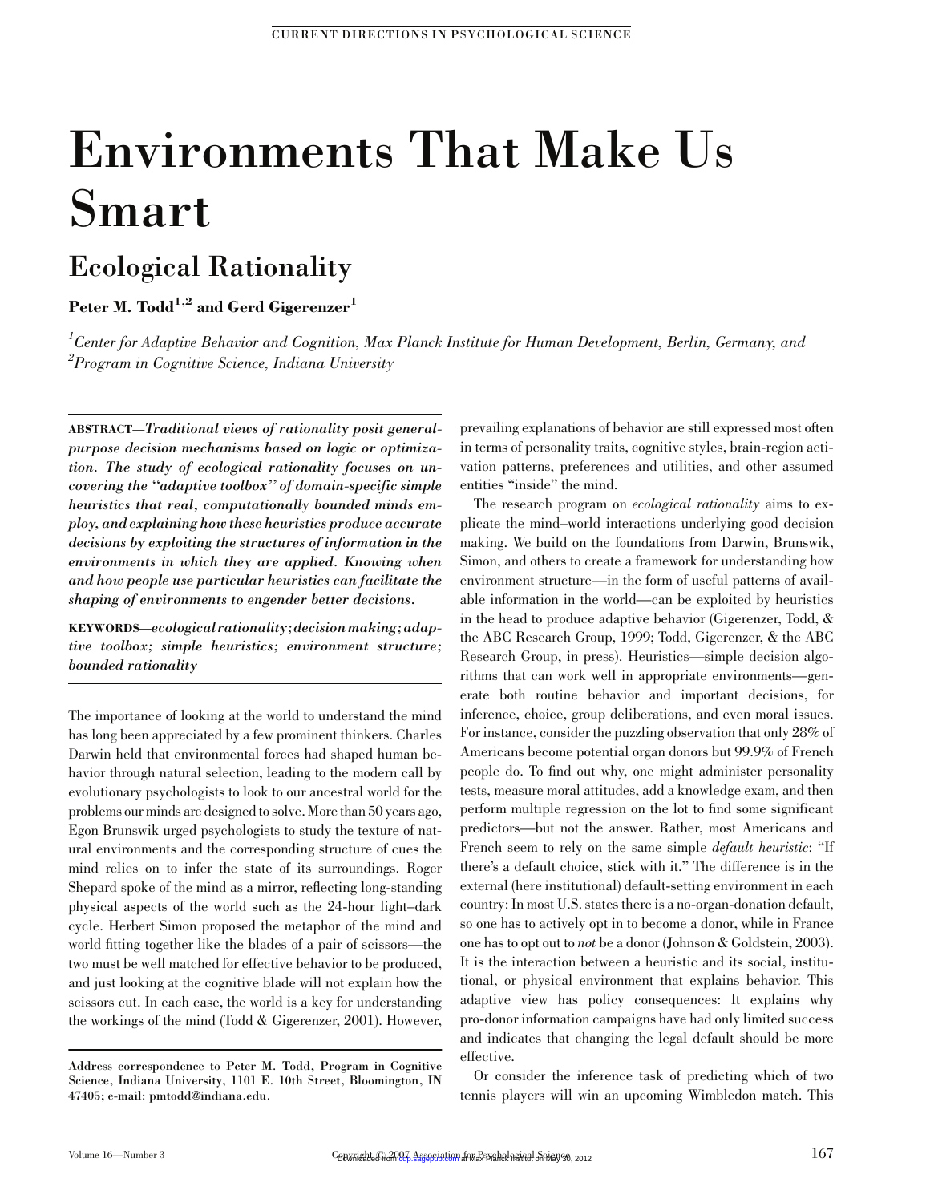# Environments That Make Us Smart

## Ecological Rationality

**Peter M. Todd[1,2] and Gerd Gigerenzer[1]**

*[1]Center for Adaptive Behavior and Cognition, Max Planck Institute for Human Development, Berlin, Germany, and [2]Program in Cognitive Science, Indiana University*

**ABSTRACT**—*Traditional views of rationality posit general-purpose decision mechanisms based on logic or optimization. The study of ecological rationality focuses on uncovering the "adaptive toolbox" of domain-specific simple heuristics that real, computationally bounded minds employ, and explaining how these heuristics produce accurate decisions by exploiting the structures of information in the environments in which they are applied. Knowing when and how people use particular heuristics can facilitate the shaping of environments to engender better decisions.*

**KEYWORDS**—*ecological rationality; decision making; adaptive toolbox; simple heuristics; environment structure; bounded rationality*

The importance of looking at the world to understand the mind has long been appreciated by a few prominent thinkers. Charles Darwin held that environmental forces had shaped human behavior through natural selection, leading to the modern call by evolutionary psychologists to look to our ancestral world for the problems our minds are designed to solve. More than 50 years ago, Egon Brunswik urged psychologists to study the texture of natural environments and the corresponding structure of cues the mind relies on to infer the state of its surroundings. Roger Shepard spoke of the mind as a mirror, reflecting long-standing physical aspects of the world such as the 24-hour light–dark cycle. Herbert Simon proposed the metaphor of the mind and world fitting together like the blades of a pair of scissors—the two must be well matched for effective behavior to be produced, and just looking at the cognitive blade will not explain how the scissors cut. In each case, the world is a key for understanding the workings of the mind (Todd & Gigerenzer, 2001). However, prevailing explanations of behavior are still expressed most often in terms of personality traits, cognitive styles, brain-region activation patterns, preferences and utilities, and other assumed entities "inside" the mind.

The research program on *ecological rationality* aims to explicate the mind–world interactions underlying good decision making. We build on the foundations from Darwin, Brunswik, Simon, and others to create a framework for understanding how environment structure—in the form of useful patterns of available information in the world—can be exploited by heuristics in the head to produce adaptive behavior (Gigerenzer, Todd, & the ABC Research Group, 1999; Todd, Gigerenzer, & the ABC Research Group, in press). Heuristics—simple decision algorithms that can work well in appropriate environments—generate both routine behavior and important decisions, for inference, choice, group deliberations, and even moral issues. For instance, consider the puzzling observation that only 28% of Americans become potential organ donors but 99.9% of French people do. To find out why, one might administer personality tests, measure moral attitudes, add a knowledge exam, and then perform multiple regression on the lot to find some significant predictors—but not the answer. Rather, most Americans and French seem to rely on the same simple *default heuristic*: "If there's a default choice, stick with it." The difference is in the external (here institutional) default-setting environment in each country: In most U.S. states there is a no-organ-donation default, so one has to actively opt in to become a donor, while in France one has to opt out to *not* be a donor (Johnson & Goldstein, 2003). It is the interaction between a heuristic and its social, institutional, or physical environment that explains behavior. This adaptive view has policy consequences: It explains why pro-donor information campaigns have had only limited success and indicates that changing the legal default should be more effective.

Or consider the inference task of predicting which of two tennis players will win an upcoming Wimbledon match. This

Address correspondence to Peter M. Todd, Program in Cognitive Science, Indiana University, 1101 E. 10th Street, Bloomington, IN 47405; e-mail: pmtodd@indiana.edu.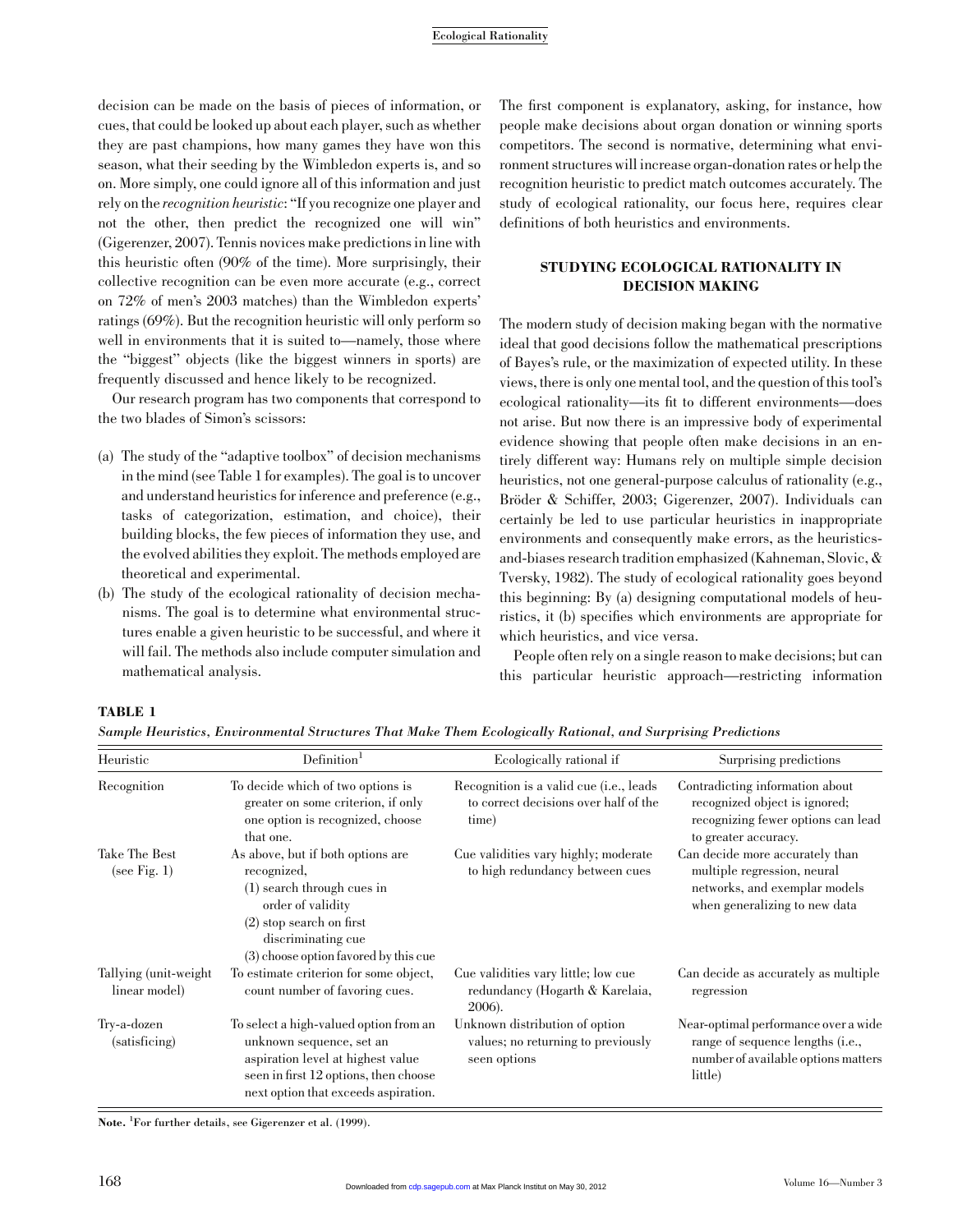decision can be made on the basis of pieces of information, or cues, that could be looked up about each player, such as whether they are past champions, how many games they have won this season, what their seeding by the Wimbledon experts is, and so on. More simply, one could ignore all of this information and just rely on the *recognition heuristic*: "If you recognize one player and not the other, then predict the recognized one will win" (Gigerenzer, 2007). Tennis novices make predictions in line with this heuristic often (90% of the time). More surprisingly, their collective recognition can be even more accurate (e.g., correct on 72% of men's 2003 matches) than the Wimbledon experts' ratings (69%). But the recognition heuristic will only perform so well in environments that it is suited to—namely, those where the "biggest" objects (like the biggest winners in sports) are frequently discussed and hence likely to be recognized.

Our research program has two components that correspond to the two blades of Simon's scissors:

(a) The study of the "adaptive toolbox" of decision mechanisms in the mind (see Table 1 for examples). The goal is to uncover and understand heuristics for inference and preference (e.g., tasks of categorization, estimation, and choice), their building blocks, the few pieces of information they use, and the evolved abilities they exploit. The methods employed are theoretical and experimental.

(b) The study of the ecological rationality of decision mechanisms. The goal is to determine what environmental structures enable a given heuristic to be successful, and where it will fail. The methods also include computer simulation and mathematical analysis.

The first component is explanatory, asking, for instance, how people make decisions about organ donation or winning sports competitors. The second is normative, determining what environment structures will increase organ-donation rates or help the recognition heuristic to predict match outcomes accurately. The study of ecological rationality, our focus here, requires clear definitions of both heuristics and environments.

## STUDYING ECOLOGICAL RATIONALITY IN DECISION MAKING

The modern study of decision making began with the normative ideal that good decisions follow the mathematical prescriptions of Bayes's rule, or the maximization of expected utility. In these views, there is only one mental tool, and the question of this tool's ecological rationality—its fit to different environments—does not arise. But now there is an impressive body of experimental evidence showing that people often make decisions in an entirely different way: Humans rely on multiple simple decision heuristics, not one general-purpose calculus of rationality (e.g., Bröder & Schiffer, 2003; Gigerenzer, 2007). Individuals can certainly be led to use particular heuristics in inappropriate environments and consequently make errors, as the heuristics-and-biases research tradition emphasized (Kahneman, Slovic, & Tversky, 1982). The study of ecological rationality goes beyond this beginning: By (a) designing computational models of heuristics, it (b) specifies which environments are appropriate for which heuristics, and vice versa.

People often rely on a single reason to make decisions; but can this particular heuristic approach—restricting information

**TABLE 1**

***Sample Heuristics, Environmental Structures That Make Them Ecologically Rational, and Surprising Predictions***

| Heuristic | Definition[1] | Ecologically rational if | Surprising predictions |
|---|---|---|---|
| Recognition | To decide which of two options is greater on some criterion, if only one option is recognized, choose that one. | Recognition is a valid cue (i.e., leads to correct decisions over half of the time) | Contradicting information about recognized object is ignored; recognizing fewer options can lead to greater accuracy. |
| Take The Best (see Fig. 1) | As above, but if both options are recognized, (1) search through cues in order of validity (2) stop search on first discriminating cue (3) choose option favored by this cue | Cue validities vary highly; moderate to high redundancy between cues | Can decide more accurately than multiple regression, neural networks, and exemplar models when generalizing to new data |
| Tallying (unit-weight linear model) | To estimate criterion for some object, count number of favoring cues. | Cue validities vary little; low cue redundancy (Hogarth & Karelaia, 2006). | Can decide as accurately as multiple regression |
| Try-a-dozen (satisficing) | To select a high-valued option from an unknown sequence, set an aspiration level at highest value seen in first 12 options, then choose next option that exceeds aspiration. | Unknown distribution of option values; no returning to previously seen options | Near-optimal performance over a wide range of sequence lengths (i.e., number of available options matters little) |

**Note.** [1]For further details, see Gigerenzer et al. (1999).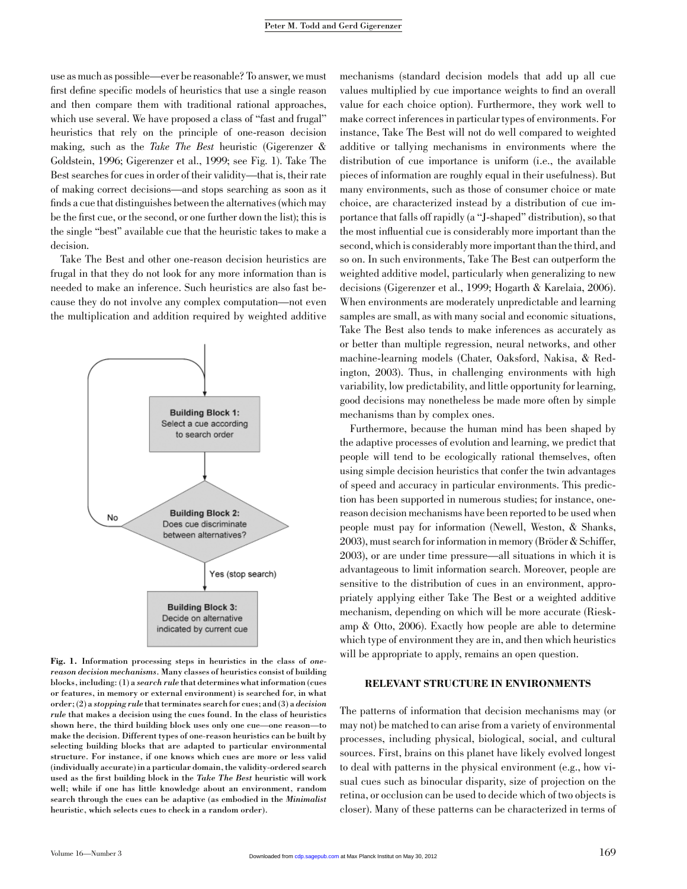use as much as possible—ever be reasonable? To answer, we must first define specific models of heuristics that use a single reason and then compare them with traditional rational approaches, which use several. We have proposed a class of "fast and frugal" heuristics that rely on the principle of one-reason decision making, such as the *Take The Best* heuristic (Gigerenzer & Goldstein, 1996; Gigerenzer et al., 1999; see Fig. 1). Take The Best searches for cues in order of their validity—that is, their rate of making correct decisions—and stops searching as soon as it finds a cue that distinguishes between the alternatives (which may be the first cue, or the second, or one further down the list); this is the single "best" available cue that the heuristic takes to make a decision.

Take The Best and other one-reason decision heuristics are frugal in that they do not look for any more information than is needed to make an inference. Such heuristics are also fast because they do not involve any complex computation—not even the multiplication and addition required by weighted additive

Building Block 1:
Select a cue according to search order

Building Block 2:
Does cue discriminate between alternatives?

No

Yes (stop search)

Building Block 3:
Decide on alternative indicated by current cue

**Fig. 1.** Information processing steps in heuristics in the class of *one-reason decision mechanisms*. Many classes of heuristics consist of building blocks, including: (1) a *search rule* that determines what information (cues or features, in memory or external environment) is searched for, in what order; (2) a *stopping rule* that terminates search for cues; and (3) a *decision rule* that makes a decision using the cues found. In the class of heuristics shown here, the third building block uses only one cue—one reason—to make the decision. Different types of one-reason heuristics can be built by selecting building blocks that are adapted to particular environmental structure. For instance, if one knows which cues are more or less valid (individually accurate) in a particular domain, the validity-ordered search used as the first building block in the *Take The Best* heuristic will work well; while if one has little knowledge about an environment, random search through the cues can be adaptive (as embodied in the *Minimalist* heuristic, which selects cues to check in a random order).

mechanisms (standard decision models that add up all cue values multiplied by cue importance weights to find an overall value for each choice option). Furthermore, they work well to make correct inferences in particular types of environments. For instance, Take The Best will not do well compared to weighted additive or tallying mechanisms in environments where the distribution of cue importance is uniform (i.e., the available pieces of information are roughly equal in their usefulness). But many environments, such as those of consumer choice or mate choice, are characterized instead by a distribution of cue importance that falls off rapidly (a "J-shaped" distribution), so that the most influential cue is considerably more important than the second, which is considerably more important than the third, and so on. In such environments, Take The Best can outperform the weighted additive model, particularly when generalizing to new decisions (Gigerenzer et al., 1999; Hogarth & Karelaia, 2006). When environments are moderately unpredictable and learning samples are small, as with many social and economic situations, Take The Best also tends to make inferences as accurately as or better than multiple regression, neural networks, and other machine-learning models (Chater, Oaksford, Nakisa, & Redington, 2003). Thus, in challenging environments with high variability, low predictability, and little opportunity for learning, good decisions may nonetheless be made more often by simple mechanisms than by complex ones.

Furthermore, because the human mind has been shaped by the adaptive processes of evolution and learning, we predict that people will tend to be ecologically rational themselves, often using simple decision heuristics that confer the twin advantages of speed and accuracy in particular environments. This prediction has been supported in numerous studies; for instance, one-reason decision mechanisms have been reported to be used when people must pay for information (Newell, Weston, & Shanks, 2003), must search for information in memory (Bröder & Schiffer, 2003), or are under time pressure—all situations in which it is advantageous to limit information search. Moreover, people are sensitive to the distribution of cues in an environment, appropriately applying either Take The Best or a weighted additive mechanism, depending on which will be more accurate (Rieskamp & Otto, 2006). Exactly how people are able to determine which type of environment they are in, and then which heuristics will be appropriate to apply, remains an open question.

## RELEVANT STRUCTURE IN ENVIRONMENTS

The patterns of information that decision mechanisms may (or may not) be matched to can arise from a variety of environmental processes, including physical, biological, social, and cultural sources. First, brains on this planet have likely evolved longest to deal with patterns in the physical environment (e.g., how visual cues such as binocular disparity, size of projection on the retina, or occlusion can be used to decide which of two objects is closer). Many of these patterns can be characterized in terms of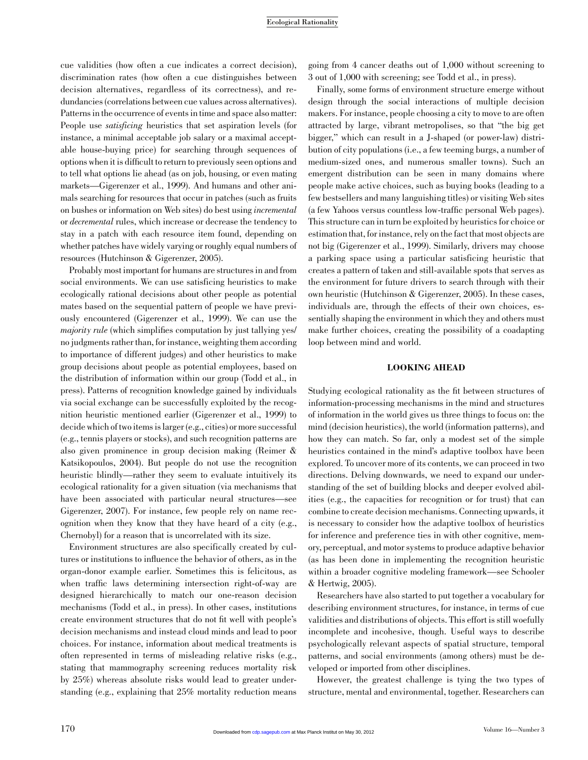cue validities (how often a cue indicates a correct decision), discrimination rates (how often a cue distinguishes between decision alternatives, regardless of its correctness), and redundancies (correlations between cue values across alternatives). Patterns in the occurrence of events in time and space also matter: People use *satisficing* heuristics that set aspiration levels (for instance, a minimal acceptable job salary or a maximal acceptable house-buying price) for searching through sequences of options when it is difficult to return to previously seen options and to tell what options lie ahead (as on job, housing, or even mating markets—Gigerenzer et al., 1999). And humans and other animals searching for resources that occur in patches (such as fruits on bushes or information on Web sites) do best using *incremental* or *decremental* rules, which increase or decrease the tendency to stay in a patch with each resource item found, depending on whether patches have widely varying or roughly equal numbers of resources (Hutchinson & Gigerenzer, 2005).

Probably most important for humans are structures in and from social environments. We can use satisficing heuristics to make ecologically rational decisions about other people as potential mates based on the sequential pattern of people we have previously encountered (Gigerenzer et al., 1999). We can use the *majority rule* (which simplifies computation by just tallying yes/no judgments rather than, for instance, weighting them according to importance of different judges) and other heuristics to make group decisions about people as potential employees, based on the distribution of information within our group (Todd et al., in press). Patterns of recognition knowledge gained by individuals via social exchange can be successfully exploited by the recognition heuristic mentioned earlier (Gigerenzer et al., 1999) to decide which of two items is larger (e.g., cities) or more successful (e.g., tennis players or stocks), and such recognition patterns are also given prominence in group decision making (Reimer & Katsikopoulos, 2004). But people do not use the recognition heuristic blindly—rather they seem to evaluate intuitively its ecological rationality for a given situation (via mechanisms that have been associated with particular neural structures—see Gigerenzer, 2007). For instance, few people rely on name recognition when they know that they have heard of a city (e.g., Chernobyl) for a reason that is uncorrelated with its size.

Environment structures are also specifically created by cultures or institutions to influence the behavior of others, as in the organ-donor example earlier. Sometimes this is felicitous, as when traffic laws determining intersection right-of-way are designed hierarchically to match our one-reason decision mechanisms (Todd et al., in press). In other cases, institutions create environment structures that do not fit well with people's decision mechanisms and instead cloud minds and lead to poor choices. For instance, information about medical treatments is often represented in terms of misleading relative risks (e.g., stating that mammography screening reduces mortality risk by 25%) whereas absolute risks would lead to greater understanding (e.g., explaining that 25% mortality reduction means going from 4 cancer deaths out of 1,000 without screening to 3 out of 1,000 with screening; see Todd et al., in press).

Finally, some forms of environment structure emerge without design through the social interactions of multiple decision makers. For instance, people choosing a city to move to are often attracted by large, vibrant metropolises, so that "the big get bigger," which can result in a J-shaped (or power-law) distribution of city populations (i.e., a few teeming burgs, a number of medium-sized ones, and numerous smaller towns). Such an emergent distribution can be seen in many domains where people make active choices, such as buying books (leading to a few bestsellers and many languishing titles) or visiting Web sites (a few Yahoos versus countless low-traffic personal Web pages). This structure can in turn be exploited by heuristics for choice or estimation that, for instance, rely on the fact that most objects are not big (Gigerenzer et al., 1999). Similarly, drivers may choose a parking space using a particular satisficing heuristic that creates a pattern of taken and still-available spots that serves as the environment for future drivers to search through with their own heuristic (Hutchinson & Gigerenzer, 2005). In these cases, individuals are, through the effects of their own choices, essentially shaping the environment in which they and others must make further choices, creating the possibility of a coadapting loop between mind and world.

## LOOKING AHEAD

Studying ecological rationality as the fit between structures of information-processing mechanisms in the mind and structures of information in the world gives us three things to focus on: the mind (decision heuristics), the world (information patterns), and how they can match. So far, only a modest set of the simple heuristics contained in the mind's adaptive toolbox have been explored. To uncover more of its contents, we can proceed in two directions. Delving downwards, we need to expand our understanding of the set of building blocks and deeper evolved abilities (e.g., the capacities for recognition or for trust) that can combine to create decision mechanisms. Connecting upwards, it is necessary to consider how the adaptive toolbox of heuristics for inference and preference ties in with other cognitive, memory, perceptual, and motor systems to produce adaptive behavior (as has been done in implementing the recognition heuristic within a broader cognitive modeling framework—see Schooler & Hertwig, 2005).

Researchers have also started to put together a vocabulary for describing environment structures, for instance, in terms of cue validities and distributions of objects. This effort is still woefully incomplete and incohesive, though. Useful ways to describe psychologically relevant aspects of spatial structure, temporal patterns, and social environments (among others) must be developed or imported from other disciplines.

However, the greatest challenge is tying the two types of structure, mental and environmental, together. Researchers can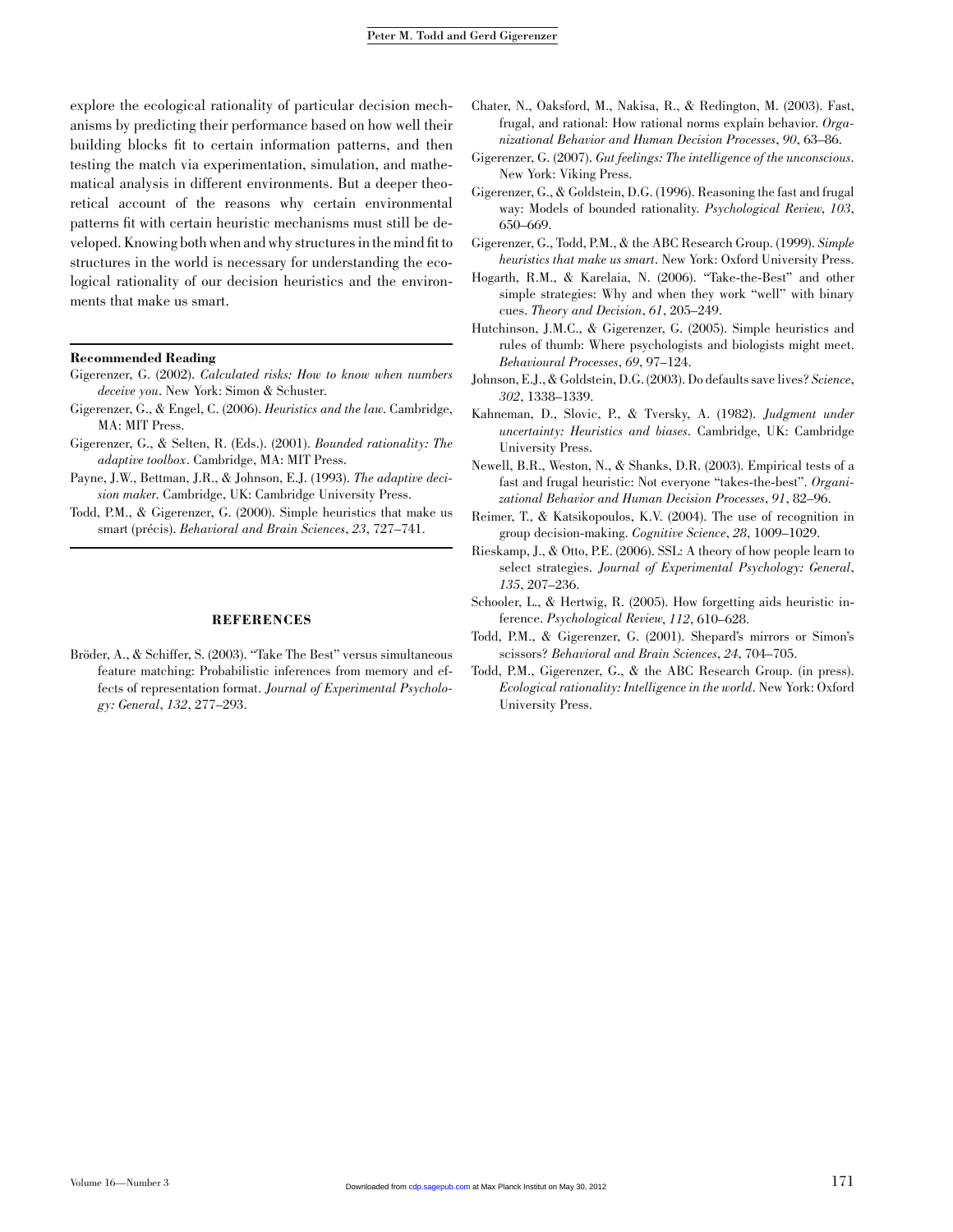explore the ecological rationality of particular decision mechanisms by predicting their performance based on how well their building blocks fit to certain information patterns, and then testing the match via experimentation, simulation, and mathematical analysis in different environments. But a deeper theoretical account of the reasons why certain environmental patterns fit with certain heuristic mechanisms must still be developed. Knowing both when and why structures in the mind fit to structures in the world is necessary for understanding the ecological rationality of our decision heuristics and the environments that make us smart.

**Recommended Reading**

Gigerenzer, G. (2002). *Calculated risks: How to know when numbers deceive you*. New York: Simon & Schuster.

Gigerenzer, G., & Engel, C. (2006). *Heuristics and the law*. Cambridge, MA: MIT Press.

Gigerenzer, G., & Selten, R. (Eds.). (2001). *Bounded rationality: The adaptive toolbox*. Cambridge, MA: MIT Press.

Payne, J.W., Bettman, J.R., & Johnson, E.J. (1993). *The adaptive decision maker*. Cambridge, UK: Cambridge University Press.

Todd, P.M., & Gigerenzer, G. (2000). Simple heuristics that make us smart (précis). *Behavioral and Brain Sciences*, *23*, 727–741.

## REFERENCES

Bröder, A., & Schiffer, S. (2003). "Take The Best" versus simultaneous feature matching: Probabilistic inferences from memory and effects of representation format. *Journal of Experimental Psychology: General*, *132*, 277–293.

Chater, N., Oaksford, M., Nakisa, R., & Redington, M. (2003). Fast, frugal, and rational: How rational norms explain behavior. *Organizational Behavior and Human Decision Processes*, *90*, 63–86.

Gigerenzer, G. (2007). *Gut feelings: The intelligence of the unconscious*. New York: Viking Press.

Gigerenzer, G., & Goldstein, D.G. (1996). Reasoning the fast and frugal way: Models of bounded rationality. *Psychological Review*, *103*, 650–669.

Gigerenzer, G., Todd, P.M., & the ABC Research Group. (1999). *Simple heuristics that make us smart*. New York: Oxford University Press.

Hogarth, R.M., & Karelaia, N. (2006). "Take-the-Best" and other simple strategies: Why and when they work "well" with binary cues. *Theory and Decision*, *61*, 205–249.

Hutchinson, J.M.C., & Gigerenzer, G. (2005). Simple heuristics and rules of thumb: Where psychologists and biologists might meet. *Behavioural Processes*, *69*, 97–124.

Johnson, E.J., & Goldstein, D.G. (2003). Do defaults save lives? *Science*, *302*, 1338–1339.

Kahneman, D., Slovic, P., & Tversky, A. (1982). *Judgment under uncertainty: Heuristics and biases*. Cambridge, UK: Cambridge University Press.

Newell, B.R., Weston, N., & Shanks, D.R. (2003). Empirical tests of a fast and frugal heuristic: Not everyone "takes-the-best". *Organizational Behavior and Human Decision Processes*, *91*, 82–96.

Reimer, T., & Katsikopoulos, K.V. (2004). The use of recognition in group decision-making. *Cognitive Science*, *28*, 1009–1029.

Rieskamp, J., & Otto, P.E. (2006). SSL: A theory of how people learn to select strategies. *Journal of Experimental Psychology: General*, *135*, 207–236.

Schooler, L., & Hertwig, R. (2005). How forgetting aids heuristic inference. *Psychological Review*, *112*, 610–628.

Todd, P.M., & Gigerenzer, G. (2001). Shepard's mirrors or Simon's scissors? *Behavioral and Brain Sciences*, *24*, 704–705.

Todd, P.M., Gigerenzer, G., & the ABC Research Group. (in press). *Ecological rationality: Intelligence in the world*. New York: Oxford University Press.